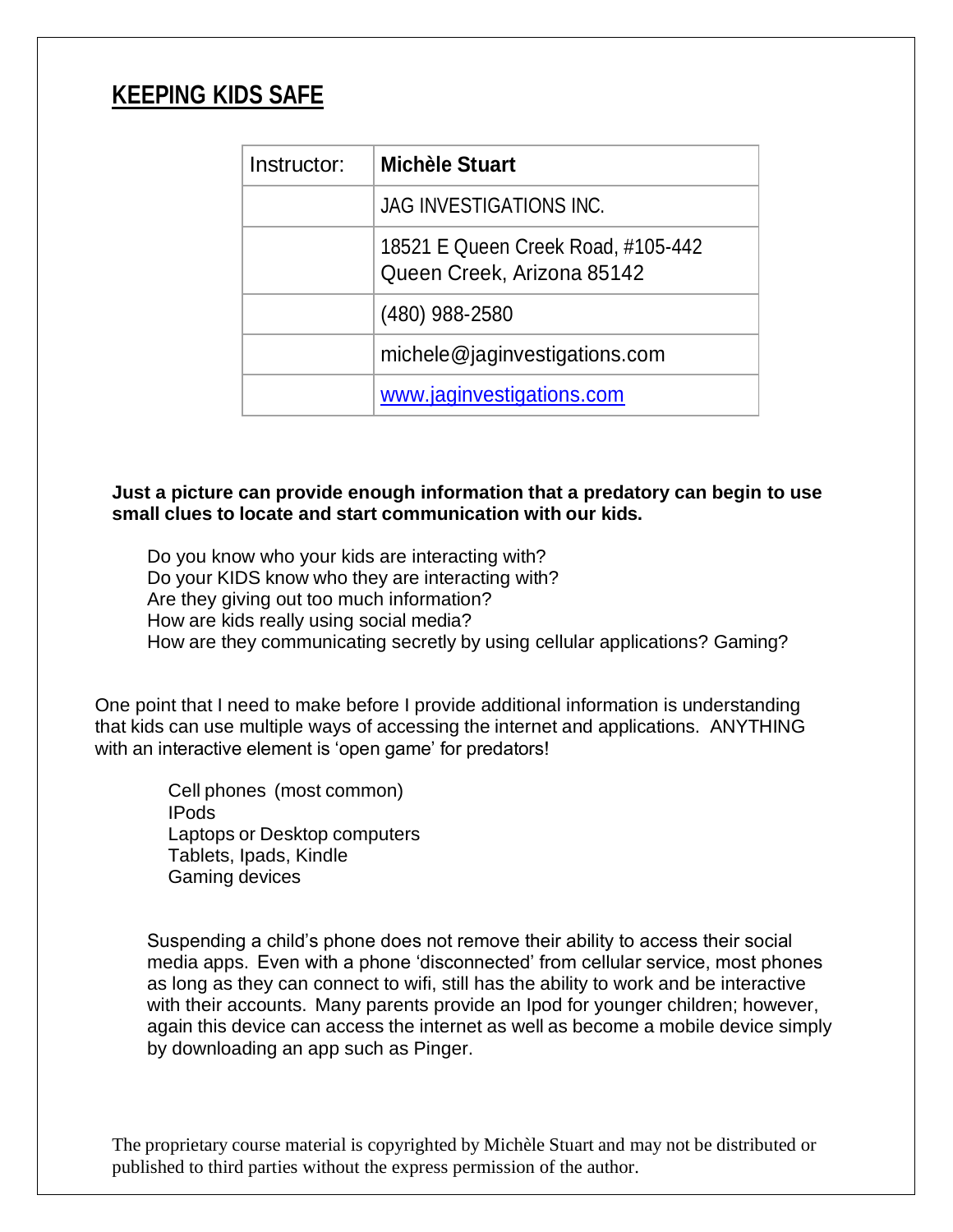# KEEPING KIDS SAFE

| Instructor: | **Michèle Stuart** |
|---|---|
| | JAG INVESTIGATIONS INC. |
| | 18521 E Queen Creek Road, #105-442 Queen Creek, Arizona 85142 |
| | (480) 988-2580 |
| | michele@jaginvestigations.com |
| | [www.jaginvestigations.com](http://www.jaginvestigations.com) |

**Just a picture can provide enough information that a predatory can begin to use small clues to locate and start communication with our kids.**

Do you know who your kids are interacting with?
Do your KIDS know who they are interacting with?
Are they giving out too much information?
How are kids really using social media?
How are they communicating secretly by using cellular applications? Gaming?

One point that I need to make before I provide additional information is understanding that kids can use multiple ways of accessing the internet and applications. ANYTHING with an interactive element is 'open game' for predators!

- Cell phones (most common)
- IPods
- Laptops or Desktop computers
- Tablets, Ipads, Kindle
- Gaming devices

Suspending a child's phone does not remove their ability to access their social media apps. Even with a phone 'disconnected' from cellular service, most phones as long as they can connect to wifi, still has the ability to work and be interactive with their accounts. Many parents provide an Ipod for younger children; however, again this device can access the internet as well as become a mobile device simply by downloading an app such as Pinger.

The proprietary course material is copyrighted by Michèle Stuart and may not be distributed or published to third parties without the express permission of the author.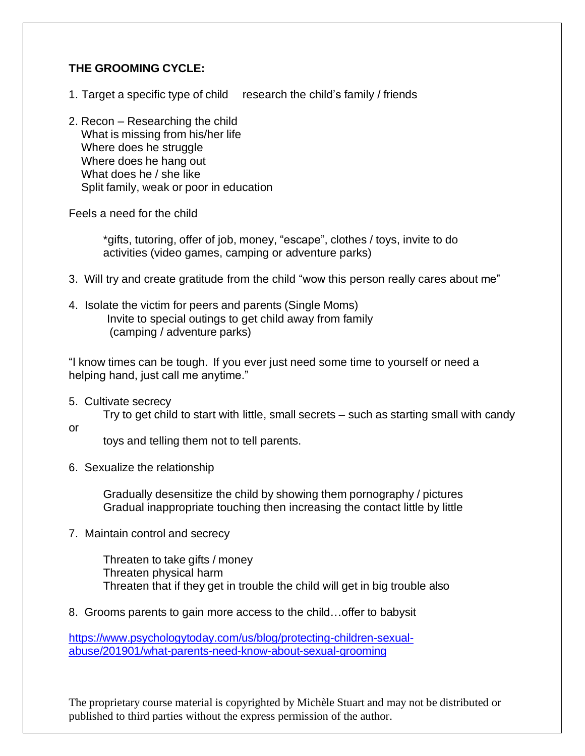**THE GROOMING CYCLE:**

1. Target a specific type of child research the child's family / friends

2. Recon – Researching the child
   What is missing from his/her life
   Where does he struggle
   Where does he hang out
   What does he / she like
   Split family, weak or poor in education

Feels a need for the child

*gifts, tutoring, offer of job, money, "escape", clothes / toys, invite to do activities (video games, camping or adventure parks)

3. Will try and create gratitude from the child "wow this person really cares about me"

4. Isolate the victim for peers and parents (Single Moms)
   Invite to special outings to get child away from family (camping / adventure parks)

"I know times can be tough. If you ever just need some time to yourself or need a helping hand, just call me anytime."

5. Cultivate secrecy
   Try to get child to start with little, small secrets – such as starting small with candy or toys and telling them not to tell parents.

6. Sexualize the relationship

   Gradually desensitize the child by showing them pornography / pictures
   Gradual inappropriate touching then increasing the contact little by little

7. Maintain control and secrecy

   Threaten to take gifts / money
   Threaten physical harm
   Threaten that if they get in trouble the child will get in big trouble also

8. Grooms parents to gain more access to the child…offer to babysit

https://www.psychologytoday.com/us/blog/protecting-children-sexual-abuse/201901/what-parents-need-know-about-sexual-grooming

The proprietary course material is copyrighted by Michèle Stuart and may not be distributed or published to third parties without the express permission of the author.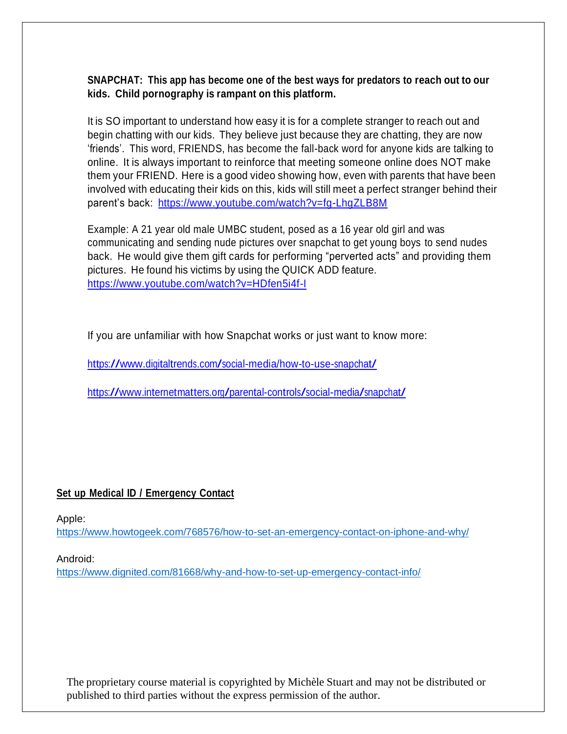**SNAPCHAT: This app has become one of the best ways for predators to reach out to our kids. Child pornography is rampant on this platform.**

It is SO important to understand how easy it is for a complete stranger to reach out and begin chatting with our kids. They believe just because they are chatting, they are now 'friends'. This word, FRIENDS, has become the fall-back word for anyone kids are talking to online. It is always important to reinforce that meeting someone online does NOT make them your FRIEND. Here is a good video showing how, even with parents that have been involved with educating their kids on this, kids will still meet a perfect stranger behind their parent's back: https://www.youtube.com/watch?v=fg-LhgZLB8M

Example: A 21 year old male UMBC student, posed as a 16 year old girl and was communicating and sending nude pictures over snapchat to get young boys to send nudes back. He would give them gift cards for performing "perverted acts" and providing them pictures. He found his victims by using the QUICK ADD feature.
https://www.youtube.com/watch?v=HDfen5i4f-I

If you are unfamiliar with how Snapchat works or just want to know more:

https://www.digitaltrends.com/social-media/how-to-use-snapchat/

https://www.internetmatters.org/parental-controls/social-media/snapchat/

**Set up Medical ID / Emergency Contact**

Apple:
https://www.howtogeek.com/768576/how-to-set-an-emergency-contact-on-iphone-and-why/

Android:
https://www.dignited.com/81668/why-and-how-to-set-up-emergency-contact-info/

The proprietary course material is copyrighted by Michèle Stuart and may not be distributed or published to third parties without the express permission of the author.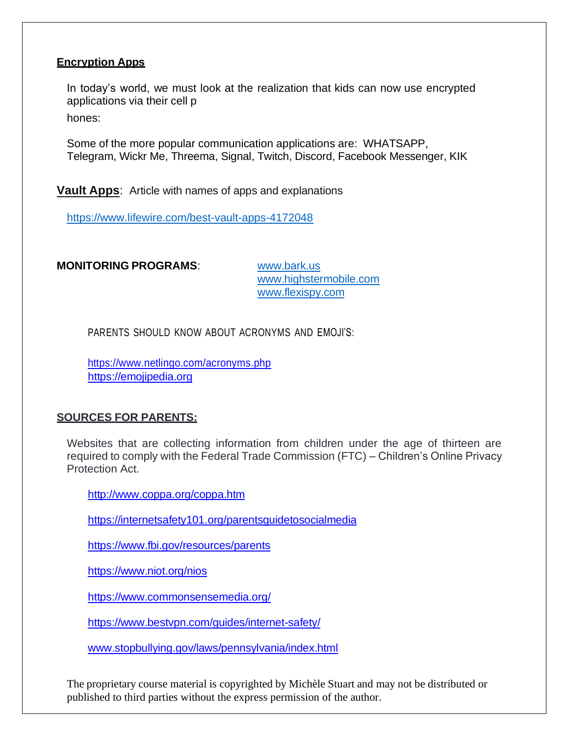**Encryption Apps**

In today's world, we must look at the realization that kids can now use encrypted applications via their cell p

hones:

Some of the more popular communication applications are: WHATSAPP, Telegram, Wickr Me, Threema, Signal, Twitch, Discord, Facebook Messenger, KIK

**Vault Apps**: Article with names of apps and explanations

https://www.lifewire.com/best-vault-apps-4172048

**MONITORING PROGRAMS**:

www.bark.us
www.highstermobile.com
www.flexispy.com

PARENTS SHOULD KNOW ABOUT ACRONYMS AND EMOJI'S:

https://www.netlingo.com/acronyms.php
https://emojipedia.org

**SOURCES FOR PARENTS:**

Websites that are collecting information from children under the age of thirteen are required to comply with the Federal Trade Commission (FTC) – Children's Online Privacy Protection Act.

http://www.coppa.org/coppa.htm

https://internetsafety101.org/parentsguidetosocialmedia

https://www.fbi.gov/resources/parents

https://www.niot.org/nios

https://www.commonsensemedia.org/

https://www.bestvpn.com/guides/internet-safety/

www.stopbullying.gov/laws/pennsylvania/index.html

The proprietary course material is copyrighted by Michèle Stuart and may not be distributed or published to third parties without the express permission of the author.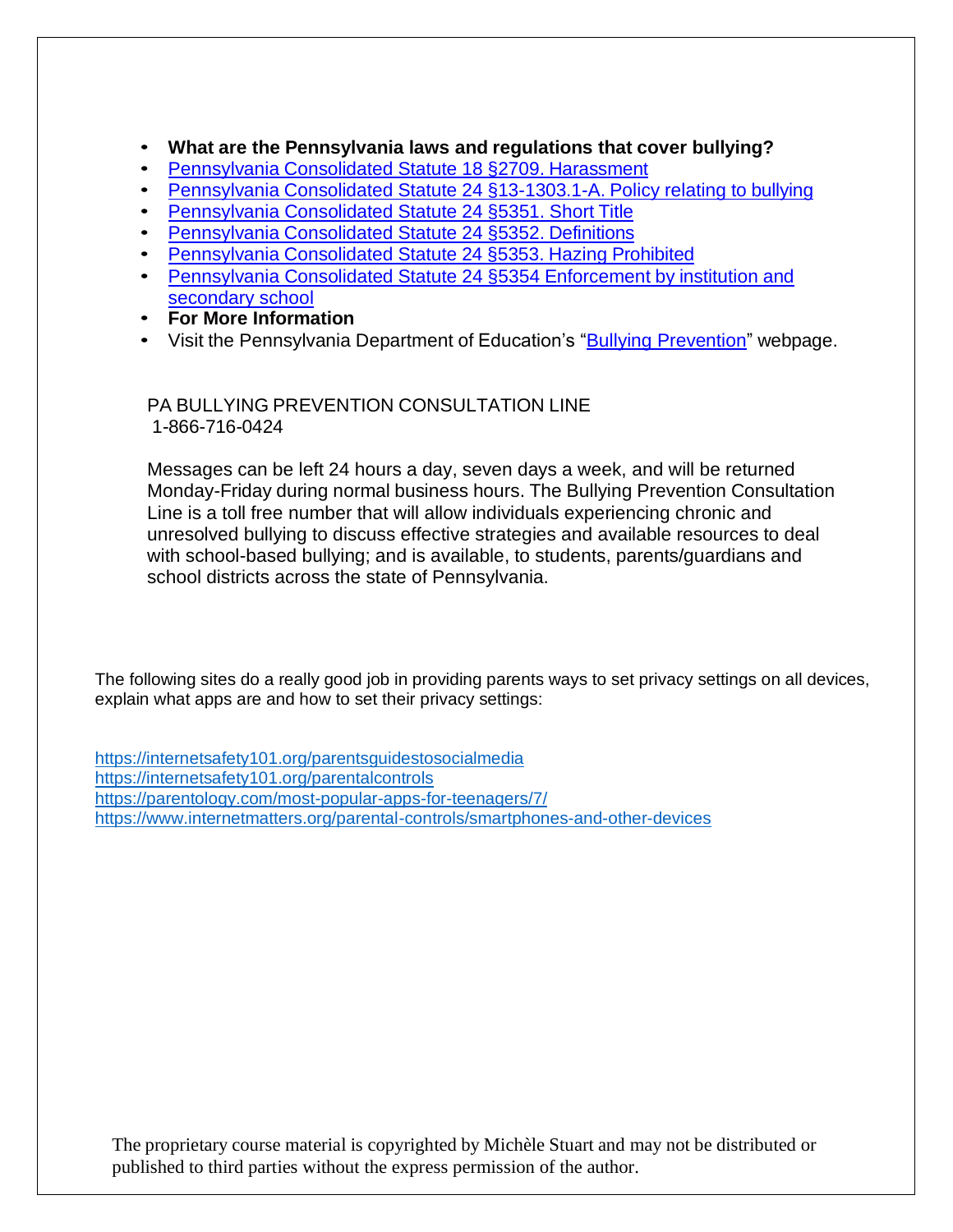- **What are the Pennsylvania laws and regulations that cover bullying?**
- Pennsylvania Consolidated Statute 18 §2709. Harassment
- Pennsylvania Consolidated Statute 24 §13-1303.1-A. Policy relating to bullying
- Pennsylvania Consolidated Statute 24 §5351. Short Title
- Pennsylvania Consolidated Statute 24 §5352. Definitions
- Pennsylvania Consolidated Statute 24 §5353. Hazing Prohibited
- Pennsylvania Consolidated Statute 24 §5354 Enforcement by institution and secondary school
- **For More Information**
- Visit the Pennsylvania Department of Education's "Bullying Prevention" webpage.

PA BULLYING PREVENTION CONSULTATION LINE
1-866-716-0424

Messages can be left 24 hours a day, seven days a week, and will be returned Monday-Friday during normal business hours. The Bullying Prevention Consultation Line is a toll free number that will allow individuals experiencing chronic and unresolved bullying to discuss effective strategies and available resources to deal with school-based bullying; and is available, to students, parents/guardians and school districts across the state of Pennsylvania.

The following sites do a really good job in providing parents ways to set privacy settings on all devices, explain what apps are and how to set their privacy settings:

https://internetsafety101.org/parentsguidestosocialmedia
https://internetsafety101.org/parentalcontrols
https://parentology.com/most-popular-apps-for-teenagers/7/
https://www.internetmatters.org/parental-controls/smartphones-and-other-devices

The proprietary course material is copyrighted by Michèle Stuart and may not be distributed or published to third parties without the express permission of the author.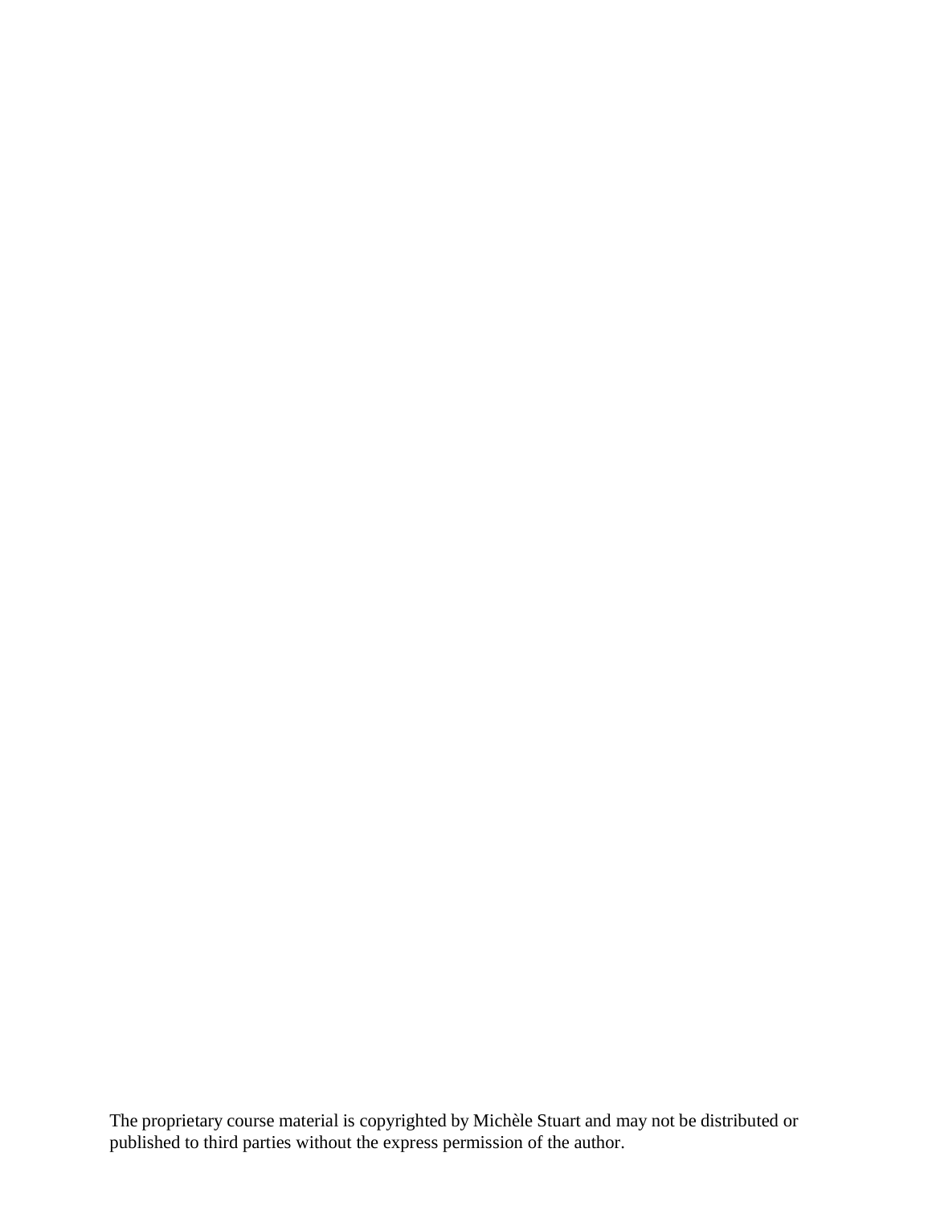The proprietary course material is copyrighted by Michèle Stuart and may not be distributed or published to third parties without the express permission of the author.